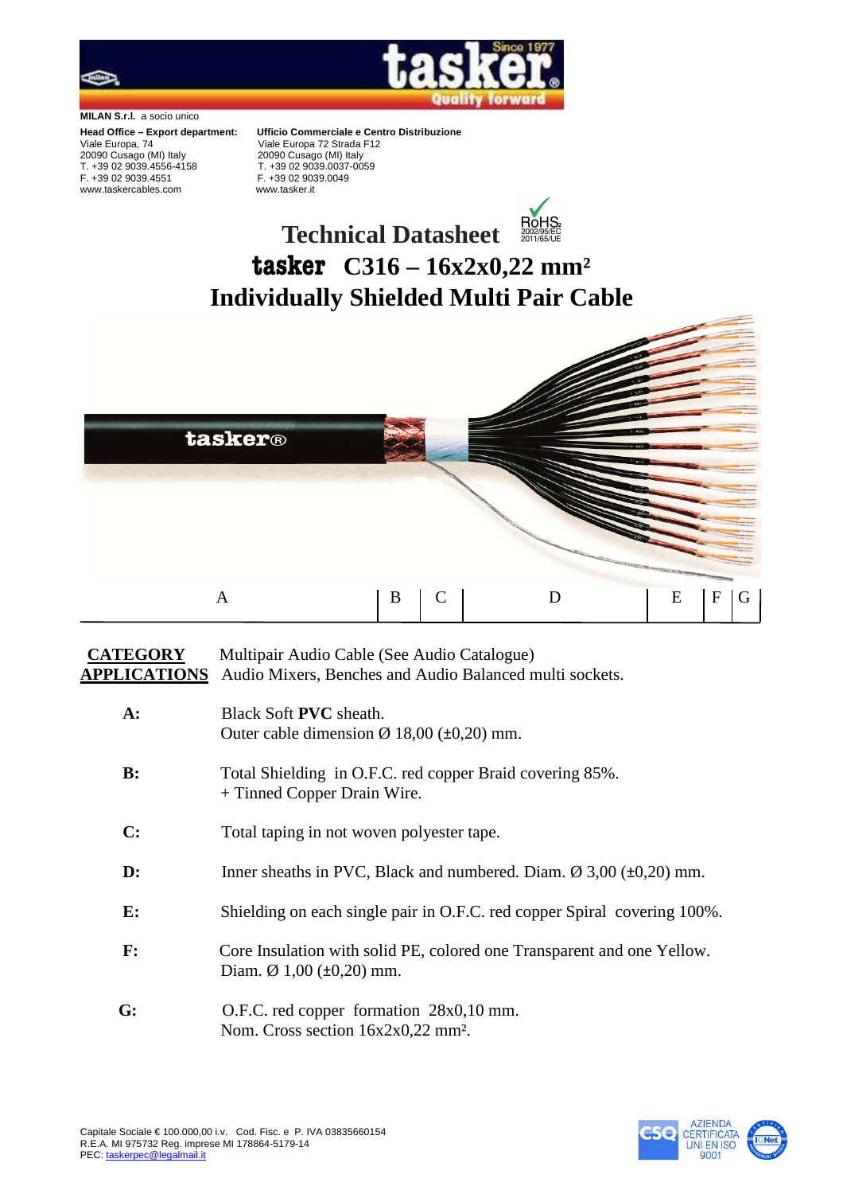**MILAN S.r.l.** a socio unico

**Head Office – Export department:**
Viale Europa, 74
20090 Cusago (MI) Italy
T. +39 02 9039.4556-4158
F. +39 02 9039.4551
www.taskercables.com

**Ufficio Commerciale e Centro Distribuzione**
Viale Europa 72 Strada F12
20090 Cusago (MI) Italy
T. +39 02 9039.0037-0059
F. +39 02 9039.0049
www.tasker.it

# Technical Datasheet

# tasker C316 – 16x2x0,22 mm²

# Individually Shielded Multi Pair Cable

| A | B | C | D | E | F | G |
|---|---|---|---|---|---|---|

**CATEGORY** Multipair Audio Cable (See Audio Catalogue)

**APPLICATIONS** Audio Mixers, Benches and Audio Balanced multi sockets.

**A:** Black Soft **PVC** sheath.
Outer cable dimension Ø 18,00 (±0,20) mm.

**B:** Total Shielding in O.F.C. red copper Braid covering 85%.
+ Tinned Copper Drain Wire.

**C:** Total taping in not woven polyester tape.

**D:** Inner sheaths in PVC, Black and numbered. Diam. Ø 3,00 (±0,20) mm.

**E:** Shielding on each single pair in O.F.C. red copper Spiral covering 100%.

**F:** Core Insulation with solid PE, colored one Transparent and one Yellow.
Diam. Ø 1,00 (±0,20) mm.

**G:** O.F.C. red copper formation 28x0,10 mm.
Nom. Cross section 16x2x0,22 mm².

Capitale Sociale € 100.000,00 i.v. Cod. Fisc. e P. IVA 03835660154
R.E.A. MI 975732 Reg. imprese MI 178864-5179-14
PEC: taskerpec@legalmail.it

AZIENDA CERTIFICATA UNI EN ISO 9001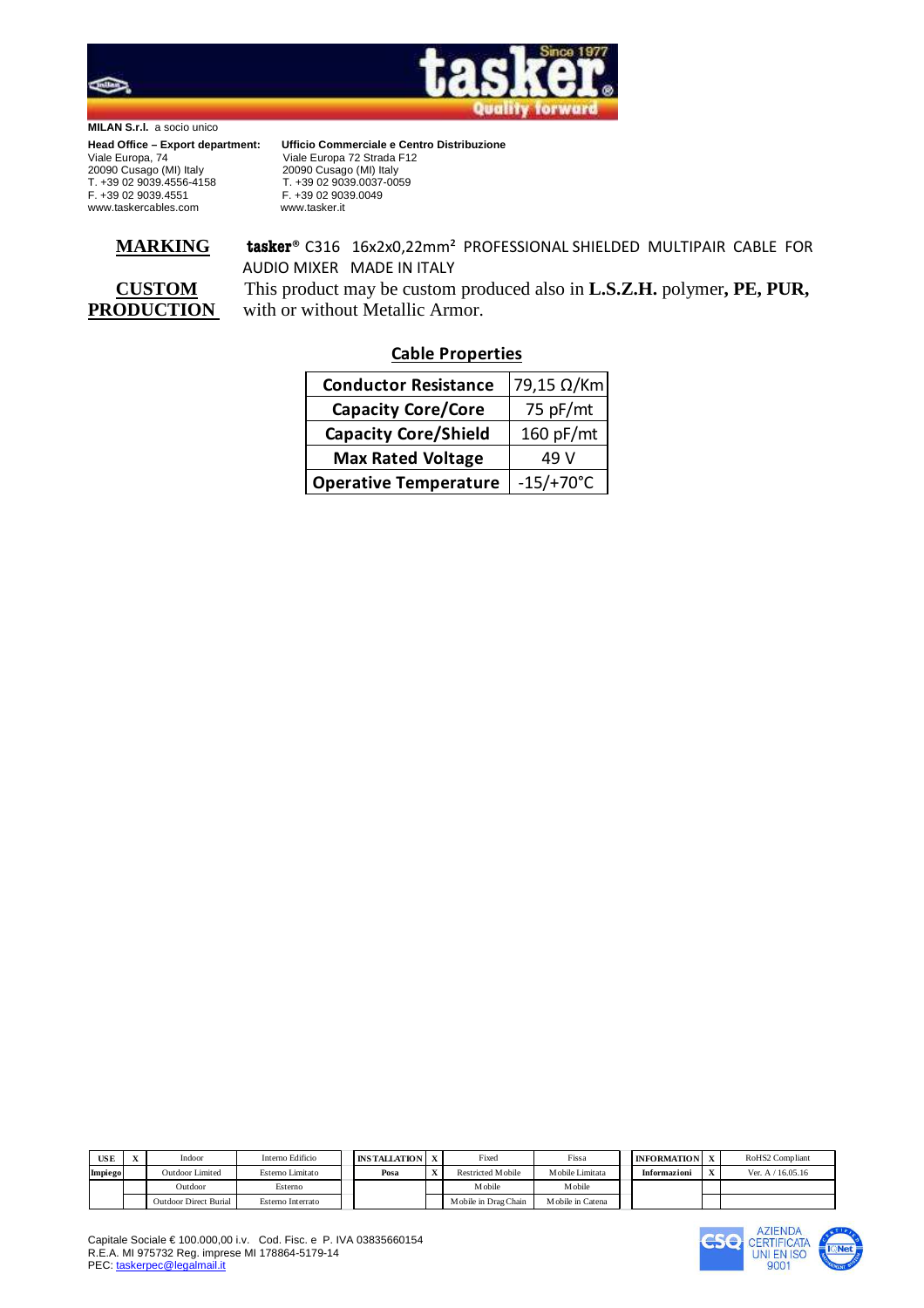**MILAN S.r.l.** a socio unico

**Head Office – Export department:**
Viale Europa, 74
20090 Cusago (MI) Italy
T. +39 02 9039.4556-4158
F. +39 02 9039.4551
www.taskercables.com

**Ufficio Commerciale e Centro Distribuzione**
Viale Europa 72 Strada F12
20090 Cusago (MI) Italy
T. +39 02 9039.0037-0059
F. +39 02 9039.0049
www.tasker.it

**MARKING** **tasker®** C316 16x2x0,22mm² PROFESSIONAL SHIELDED MULTIPAIR CABLE FOR AUDIO MIXER MADE IN ITALY

**CUSTOM PRODUCTION** This product may be custom produced also in **L.S.Z.H.** polymer**, PE, PUR,** with or without Metallic Armor.

**Cable Properties**

| | |
|---|---|
| **Conductor Resistance** | 79,15 Ω/Km |
| **Capacity Core/Core** | 75 pF/mt |
| **Capacity Core/Shield** | 160 pF/mt |
| **Max Rated Voltage** | 49 V |
| **Operative Temperature** | -15/+70°C |

| USE / Impiego | | | |
|---|---|---|---|
| X | Indoor | Interno Edificio |
| | Outdoor Limited | Esterno Limitato |
| | Outdoor | Esterno |
| | Outdoor Direct Burial | Esterno Interrato |

| INSTALLATION / Posa | | |
|---|---|---|
| X | Fixed | Fissa |
| X | Restricted Mobile | Mobile Limitata |
| | Mobile | Mobile |
| | Mobile in Drag Chain | Mobile in Catena |

| INFORMATION / Informazioni | |
|---|---|
| X | RoHS2 Compliant |
| X | Ver. A / 16.05.16 |

Capitale Sociale € 100.000,00 i.v. Cod. Fisc. e P. IVA 03835660154
R.E.A. MI 975732 Reg. imprese MI 178864-5179-14
PEC: taskerpec@legalmail.it

AZIENDA CERTIFICATA UNI EN ISO 9001